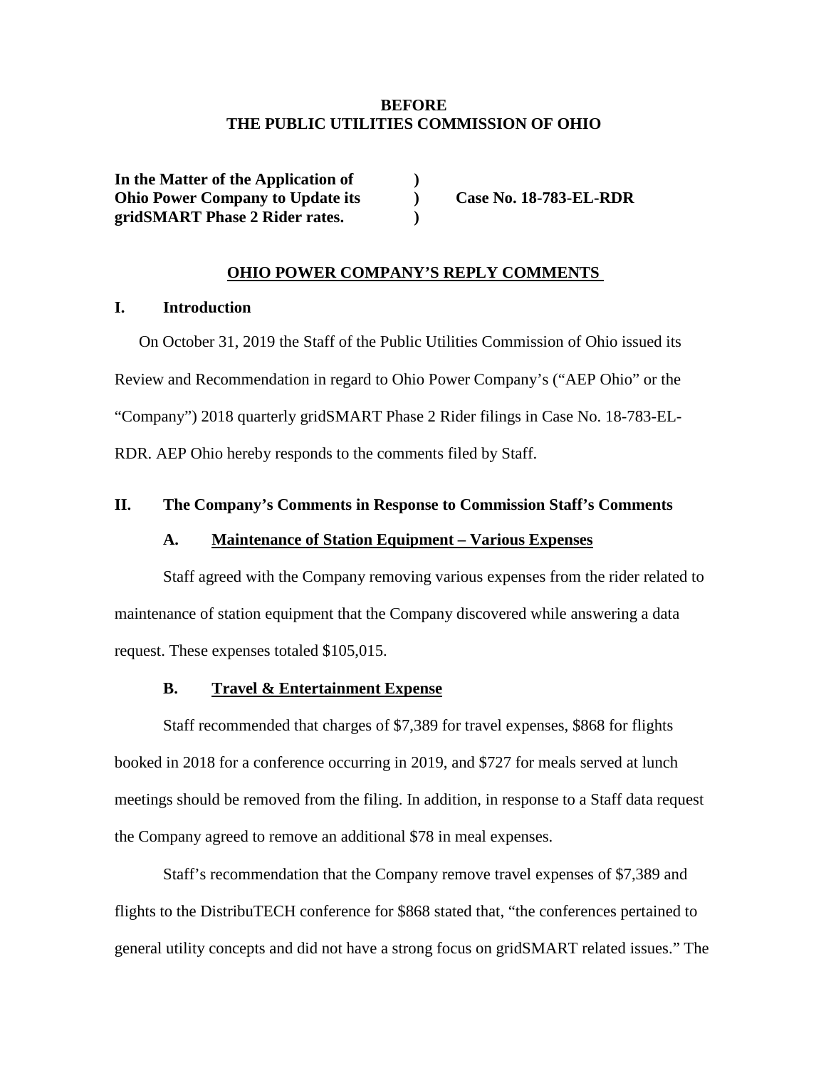**BEFORE**
**THE PUBLIC UTILITIES COMMISSION OF OHIO**

| | | |
|---|---|---|
| **In the Matter of the Application of** | **)** | |
| **Ohio Power Company to Update its** | **)** | **Case No. 18-783-EL-RDR** |
| **gridSMART Phase 2 Rider rates.** | **)** | |

## OHIO POWER COMPANY'S REPLY COMMENTS

### I. Introduction

On October 31, 2019 the Staff of the Public Utilities Commission of Ohio issued its Review and Recommendation in regard to Ohio Power Company's ("AEP Ohio" or the "Company") 2018 quarterly gridSMART Phase 2 Rider filings in Case No. 18-783-EL-RDR. AEP Ohio hereby responds to the comments filed by Staff.

### II. The Company's Comments in Response to Commission Staff's Comments

#### A. Maintenance of Station Equipment – Various Expenses

Staff agreed with the Company removing various expenses from the rider related to maintenance of station equipment that the Company discovered while answering a data request. These expenses totaled $105,015.

#### B. Travel & Entertainment Expense

Staff recommended that charges of $7,389 for travel expenses, $868 for flights booked in 2018 for a conference occurring in 2019, and $727 for meals served at lunch meetings should be removed from the filing. In addition, in response to a Staff data request the Company agreed to remove an additional $78 in meal expenses.

Staff's recommendation that the Company remove travel expenses of $7,389 and flights to the DistribuTECH conference for $868 stated that, "the conferences pertained to general utility concepts and did not have a strong focus on gridSMART related issues." The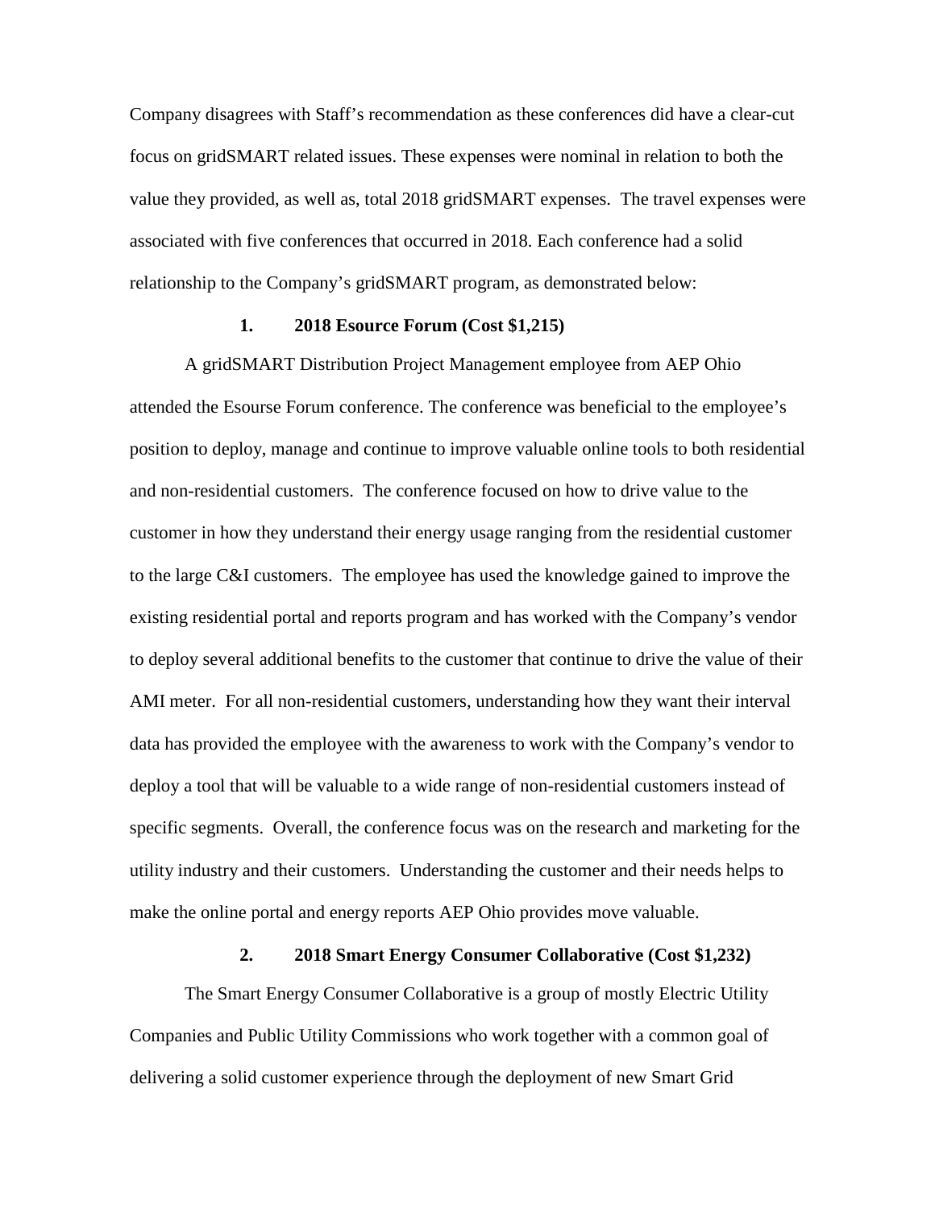Company disagrees with Staff's recommendation as these conferences did have a clear-cut focus on gridSMART related issues. These expenses were nominal in relation to both the value they provided, as well as, total 2018 gridSMART expenses. The travel expenses were associated with five conferences that occurred in 2018. Each conference had a solid relationship to the Company's gridSMART program, as demonstrated below:

**1. 2018 Esource Forum (Cost $1,215)**

A gridSMART Distribution Project Management employee from AEP Ohio attended the Esourse Forum conference. The conference was beneficial to the employee's position to deploy, manage and continue to improve valuable online tools to both residential and non-residential customers. The conference focused on how to drive value to the customer in how they understand their energy usage ranging from the residential customer to the large C&I customers. The employee has used the knowledge gained to improve the existing residential portal and reports program and has worked with the Company's vendor to deploy several additional benefits to the customer that continue to drive the value of their AMI meter. For all non-residential customers, understanding how they want their interval data has provided the employee with the awareness to work with the Company's vendor to deploy a tool that will be valuable to a wide range of non-residential customers instead of specific segments. Overall, the conference focus was on the research and marketing for the utility industry and their customers. Understanding the customer and their needs helps to make the online portal and energy reports AEP Ohio provides move valuable.

**2. 2018 Smart Energy Consumer Collaborative (Cost $1,232)**

The Smart Energy Consumer Collaborative is a group of mostly Electric Utility Companies and Public Utility Commissions who work together with a common goal of delivering a solid customer experience through the deployment of new Smart Grid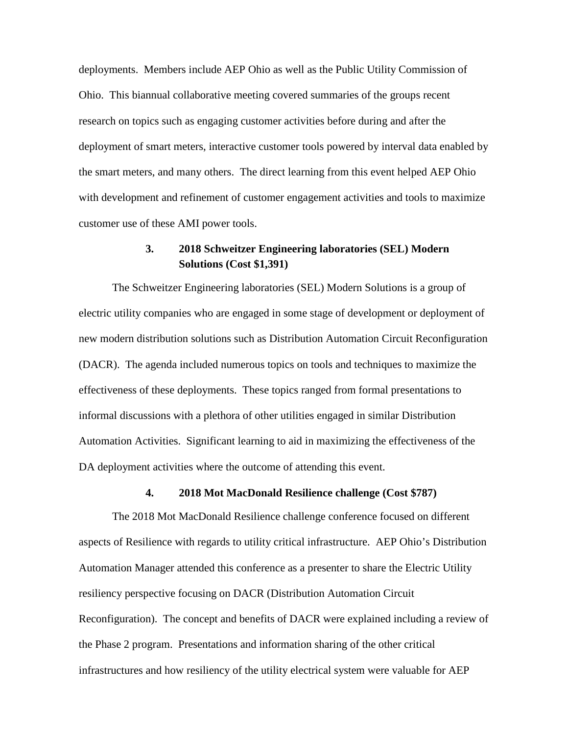deployments. Members include AEP Ohio as well as the Public Utility Commission of Ohio. This biannual collaborative meeting covered summaries of the groups recent research on topics such as engaging customer activities before during and after the deployment of smart meters, interactive customer tools powered by interval data enabled by the smart meters, and many others. The direct learning from this event helped AEP Ohio with development and refinement of customer engagement activities and tools to maximize customer use of these AMI power tools.

### 3. 2018 Schweitzer Engineering laboratories (SEL) Modern Solutions (Cost $1,391)

The Schweitzer Engineering laboratories (SEL) Modern Solutions is a group of electric utility companies who are engaged in some stage of development or deployment of new modern distribution solutions such as Distribution Automation Circuit Reconfiguration (DACR). The agenda included numerous topics on tools and techniques to maximize the effectiveness of these deployments. These topics ranged from formal presentations to informal discussions with a plethora of other utilities engaged in similar Distribution Automation Activities. Significant learning to aid in maximizing the effectiveness of the DA deployment activities where the outcome of attending this event.

### 4. 2018 Mot MacDonald Resilience challenge (Cost $787)

The 2018 Mot MacDonald Resilience challenge conference focused on different aspects of Resilience with regards to utility critical infrastructure. AEP Ohio's Distribution Automation Manager attended this conference as a presenter to share the Electric Utility resiliency perspective focusing on DACR (Distribution Automation Circuit Reconfiguration). The concept and benefits of DACR were explained including a review of the Phase 2 program. Presentations and information sharing of the other critical infrastructures and how resiliency of the utility electrical system were valuable for AEP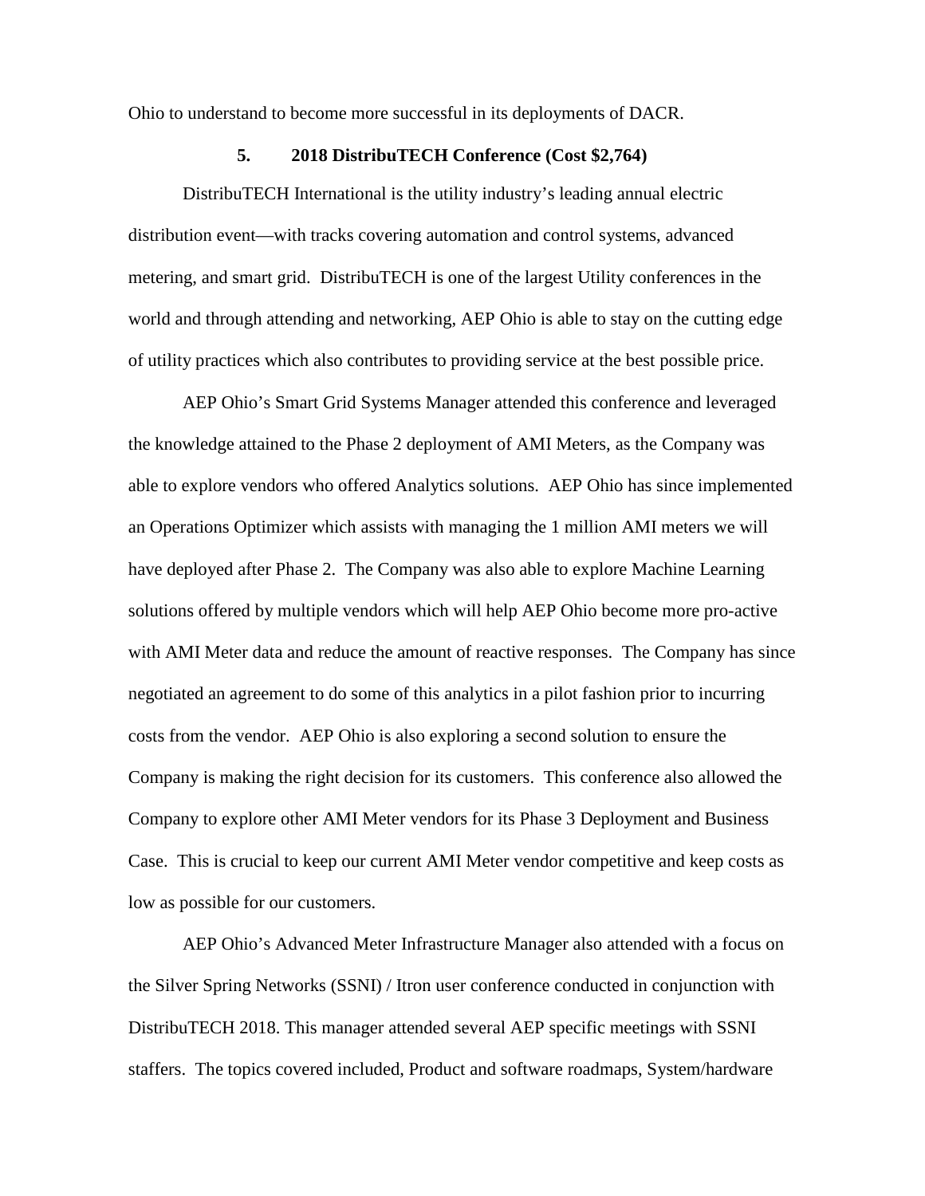Ohio to understand to become more successful in its deployments of DACR.

### 5. 2018 DistribuTECH Conference (Cost $2,764)

DistribuTECH International is the utility industry's leading annual electric distribution event—with tracks covering automation and control systems, advanced metering, and smart grid. DistribuTECH is one of the largest Utility conferences in the world and through attending and networking, AEP Ohio is able to stay on the cutting edge of utility practices which also contributes to providing service at the best possible price.

AEP Ohio's Smart Grid Systems Manager attended this conference and leveraged the knowledge attained to the Phase 2 deployment of AMI Meters, as the Company was able to explore vendors who offered Analytics solutions. AEP Ohio has since implemented an Operations Optimizer which assists with managing the 1 million AMI meters we will have deployed after Phase 2. The Company was also able to explore Machine Learning solutions offered by multiple vendors which will help AEP Ohio become more pro-active with AMI Meter data and reduce the amount of reactive responses. The Company has since negotiated an agreement to do some of this analytics in a pilot fashion prior to incurring costs from the vendor. AEP Ohio is also exploring a second solution to ensure the Company is making the right decision for its customers. This conference also allowed the Company to explore other AMI Meter vendors for its Phase 3 Deployment and Business Case. This is crucial to keep our current AMI Meter vendor competitive and keep costs as low as possible for our customers.

AEP Ohio's Advanced Meter Infrastructure Manager also attended with a focus on the Silver Spring Networks (SSNI) / Itron user conference conducted in conjunction with DistribuTECH 2018. This manager attended several AEP specific meetings with SSNI staffers. The topics covered included, Product and software roadmaps, System/hardware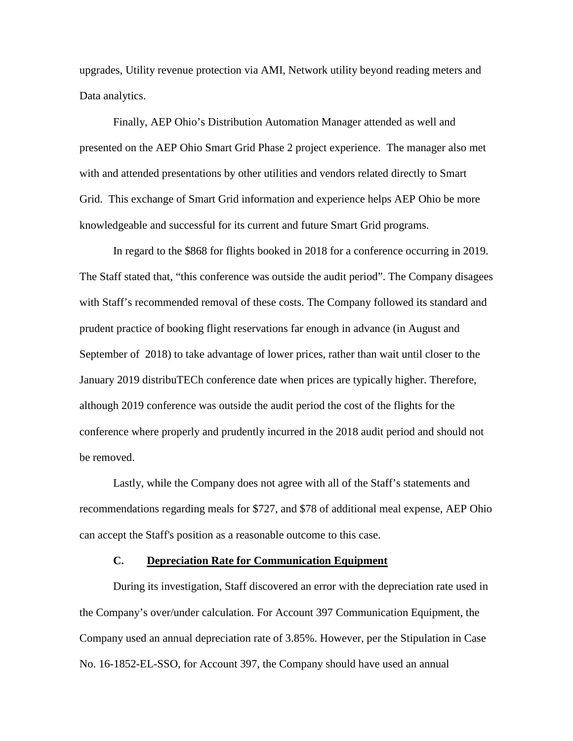upgrades, Utility revenue protection via AMI, Network utility beyond reading meters and Data analytics.

Finally, AEP Ohio's Distribution Automation Manager attended as well and presented on the AEP Ohio Smart Grid Phase 2 project experience. The manager also met with and attended presentations by other utilities and vendors related directly to Smart Grid. This exchange of Smart Grid information and experience helps AEP Ohio be more knowledgeable and successful for its current and future Smart Grid programs.

In regard to the $868 for flights booked in 2018 for a conference occurring in 2019. The Staff stated that, "this conference was outside the audit period". The Company disagees with Staff's recommended removal of these costs. The Company followed its standard and prudent practice of booking flight reservations far enough in advance (in August and September of 2018) to take advantage of lower prices, rather than wait until closer to the January 2019 distribuTECh conference date when prices are typically higher. Therefore, although 2019 conference was outside the audit period the cost of the flights for the conference where properly and prudently incurred in the 2018 audit period and should not be removed.

Lastly, while the Company does not agree with all of the Staff's statements and recommendations regarding meals for $727, and $78 of additional meal expense, AEP Ohio can accept the Staff's position as a reasonable outcome to this case.

### C. <u>Depreciation Rate for Communication Equipment</u>

During its investigation, Staff discovered an error with the depreciation rate used in the Company's over/under calculation. For Account 397 Communication Equipment, the Company used an annual depreciation rate of 3.85%. However, per the Stipulation in Case No. 16-1852-EL-SSO, for Account 397, the Company should have used an annual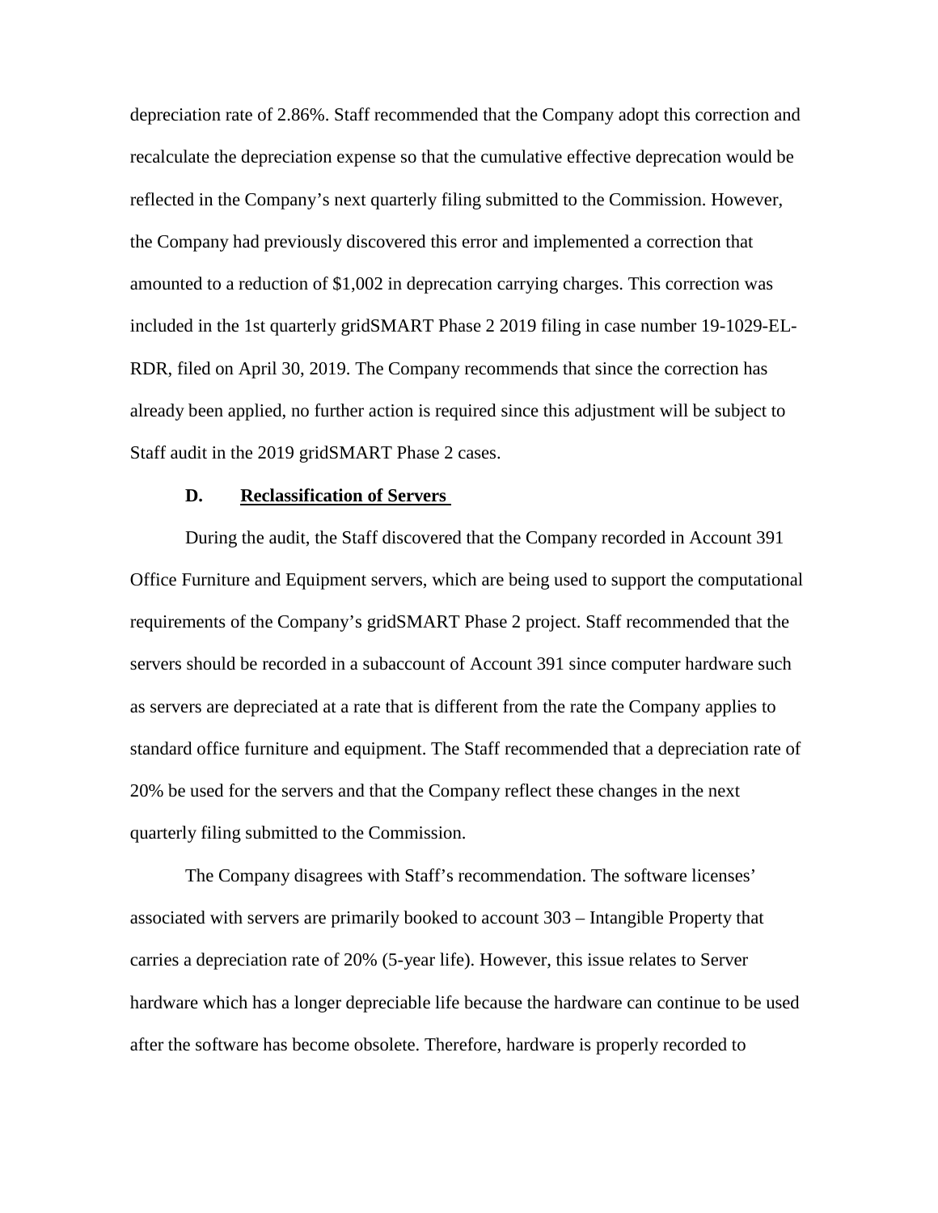depreciation rate of 2.86%. Staff recommended that the Company adopt this correction and recalculate the depreciation expense so that the cumulative effective deprecation would be reflected in the Company's next quarterly filing submitted to the Commission. However, the Company had previously discovered this error and implemented a correction that amounted to a reduction of $1,002 in deprecation carrying charges. This correction was included in the 1st quarterly gridSMART Phase 2 2019 filing in case number 19-1029-EL-RDR, filed on April 30, 2019. The Company recommends that since the correction has already been applied, no further action is required since this adjustment will be subject to Staff audit in the 2019 gridSMART Phase 2 cases.

### D. Reclassification of Servers

During the audit, the Staff discovered that the Company recorded in Account 391 Office Furniture and Equipment servers, which are being used to support the computational requirements of the Company's gridSMART Phase 2 project. Staff recommended that the servers should be recorded in a subaccount of Account 391 since computer hardware such as servers are depreciated at a rate that is different from the rate the Company applies to standard office furniture and equipment. The Staff recommended that a depreciation rate of 20% be used for the servers and that the Company reflect these changes in the next quarterly filing submitted to the Commission.

The Company disagrees with Staff's recommendation. The software licenses' associated with servers are primarily booked to account 303 – Intangible Property that carries a depreciation rate of 20% (5-year life). However, this issue relates to Server hardware which has a longer depreciable life because the hardware can continue to be used after the software has become obsolete. Therefore, hardware is properly recorded to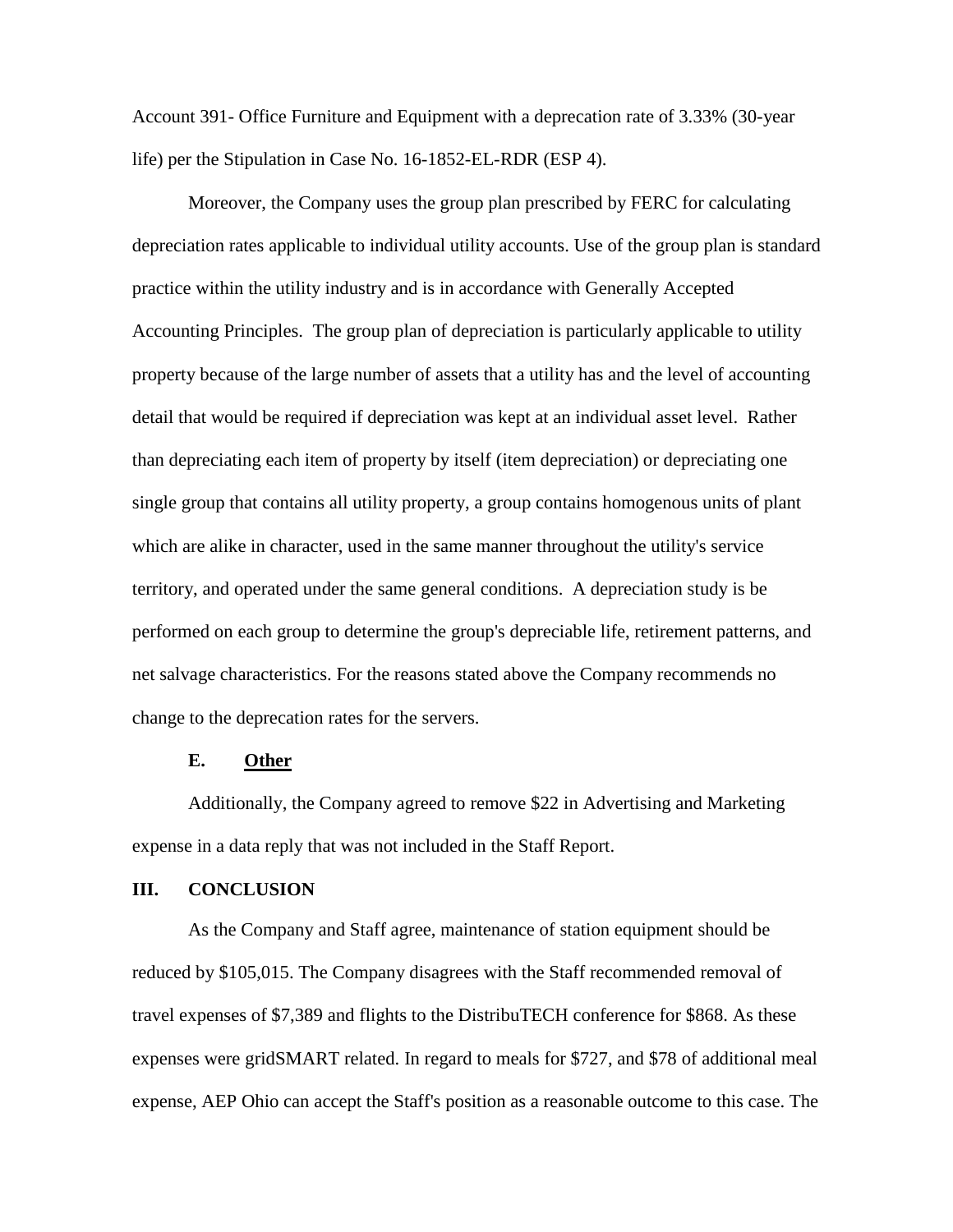Account 391- Office Furniture and Equipment with a deprecation rate of 3.33% (30-year life) per the Stipulation in Case No. 16-1852-EL-RDR (ESP 4).

Moreover, the Company uses the group plan prescribed by FERC for calculating depreciation rates applicable to individual utility accounts. Use of the group plan is standard practice within the utility industry and is in accordance with Generally Accepted Accounting Principles. The group plan of depreciation is particularly applicable to utility property because of the large number of assets that a utility has and the level of accounting detail that would be required if depreciation was kept at an individual asset level. Rather than depreciating each item of property by itself (item depreciation) or depreciating one single group that contains all utility property, a group contains homogenous units of plant which are alike in character, used in the same manner throughout the utility's service territory, and operated under the same general conditions. A depreciation study is be performed on each group to determine the group's depreciable life, retirement patterns, and net salvage characteristics. For the reasons stated above the Company recommends no change to the deprecation rates for the servers.

### E. Other

Additionally, the Company agreed to remove $22 in Advertising and Marketing expense in a data reply that was not included in the Staff Report.

## III. CONCLUSION

As the Company and Staff agree, maintenance of station equipment should be reduced by $105,015. The Company disagrees with the Staff recommended removal of travel expenses of $7,389 and flights to the DistribuTECH conference for $868. As these expenses were gridSMART related. In regard to meals for $727, and $78 of additional meal expense, AEP Ohio can accept the Staff's position as a reasonable outcome to this case. The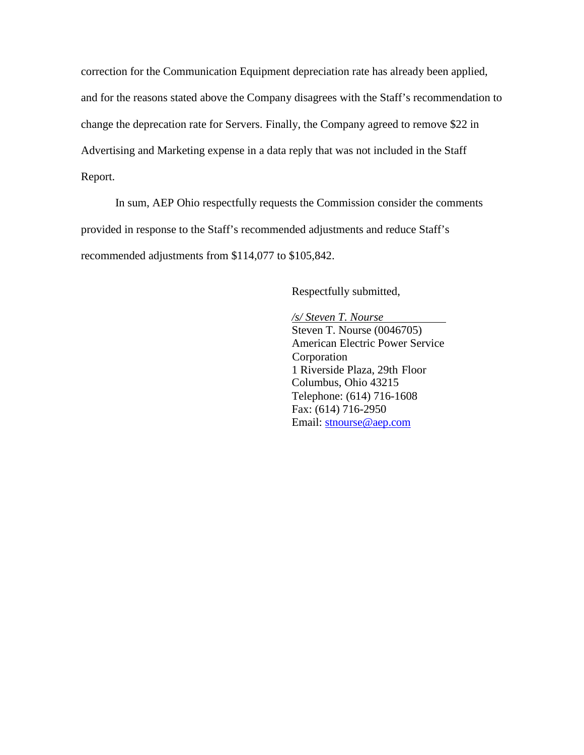correction for the Communication Equipment depreciation rate has already been applied, and for the reasons stated above the Company disagrees with the Staff's recommendation to change the deprecation rate for Servers. Finally, the Company agreed to remove $22 in Advertising and Marketing expense in a data reply that was not included in the Staff Report.

In sum, AEP Ohio respectfully requests the Commission consider the comments provided in response to the Staff's recommended adjustments and reduce Staff's recommended adjustments from $114,077 to $105,842.

Respectfully submitted,

*/s/ Steven T. Nourse*

Steven T. Nourse (0046705)
American Electric Power Service Corporation
1 Riverside Plaza, 29th Floor
Columbus, Ohio 43215
Telephone: (614) 716-1608
Fax: (614) 716-2950
Email: stnourse@aep.com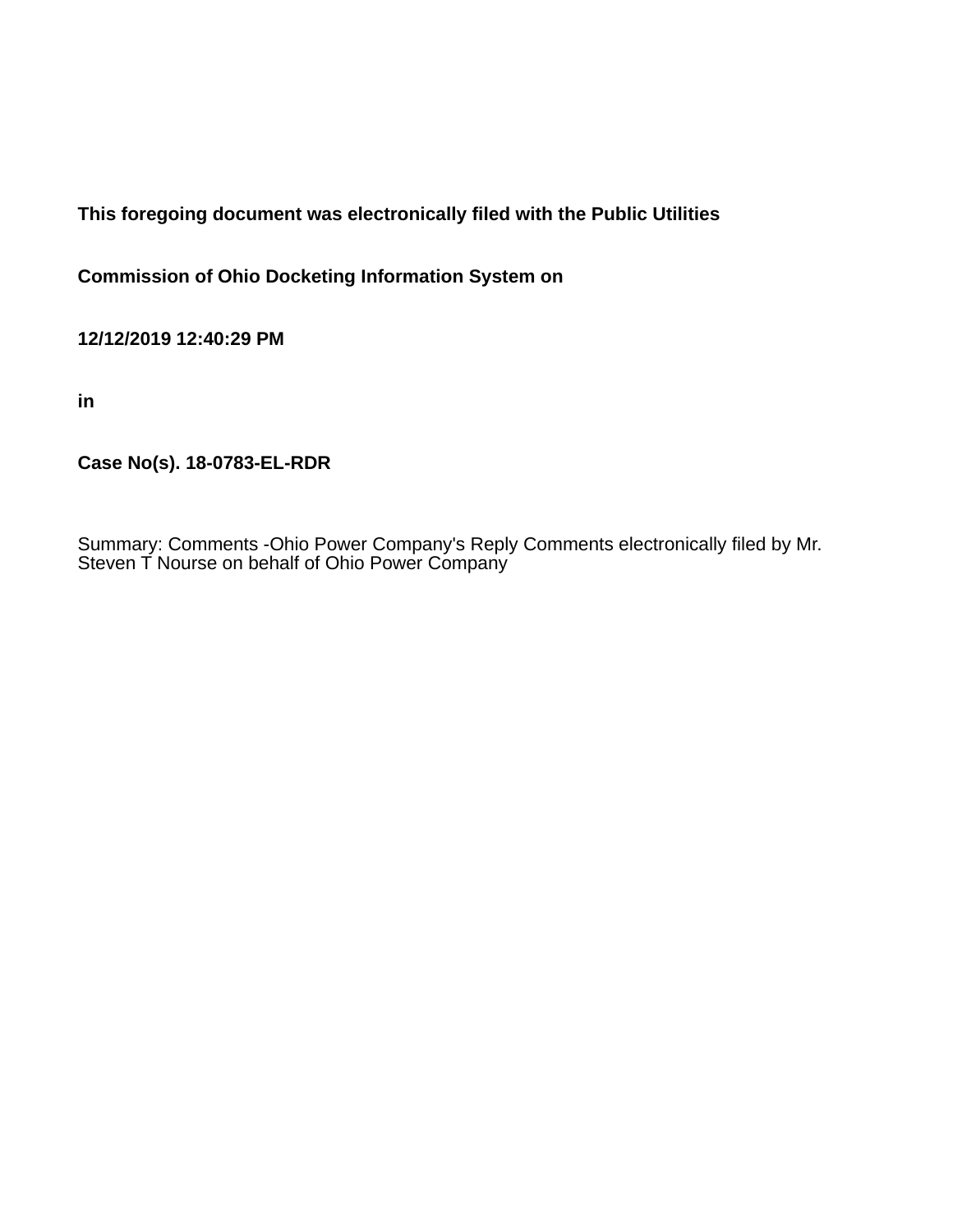**This foregoing document was electronically filed with the Public Utilities**

**Commission of Ohio Docketing Information System on**

**12/12/2019 12:40:29 PM**

**in**

**Case No(s). 18-0783-EL-RDR**

Summary: Comments -Ohio Power Company's Reply Comments electronically filed by Mr. Steven T Nourse on behalf of Ohio Power Company